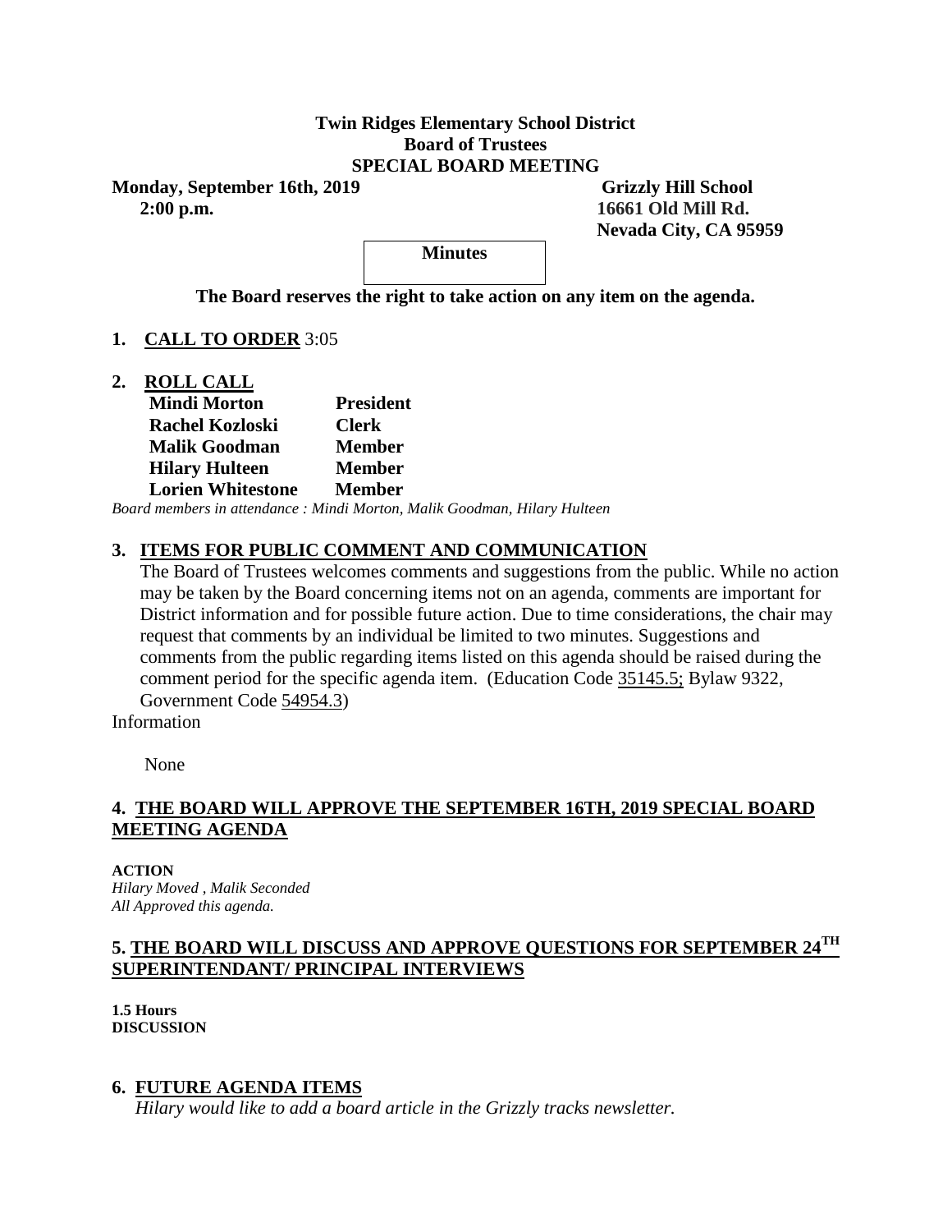**Twin Ridges Elementary School District**
**Board of Trustees**
**SPECIAL BOARD MEETING**

**Monday, September 16th, 2019**
**2:00 p.m.**

**Grizzly Hill School**
**16661 Old Mill Rd.**
**Nevada City, CA 95959**

**Minutes**

**The Board reserves the right to take action on any item on the agenda.**

## 1. CALL TO ORDER 3:05

## 2. ROLL CALL

| | |
|---|---|
| **Mindi Morton** | **President** |
| **Rachel Kozloski** | **Clerk** |
| **Malik Goodman** | **Member** |
| **Hilary Hulteen** | **Member** |
| **Lorien Whitestone** | **Member** |

*Board members in attendance : Mindi Morton, Malik Goodman, Hilary Hulteen*

## 3. ITEMS FOR PUBLIC COMMENT AND COMMUNICATION

The Board of Trustees welcomes comments and suggestions from the public. While no action may be taken by the Board concerning items not on an agenda, comments are important for District information and for possible future action. Due to time considerations, the chair may request that comments by an individual be limited to two minutes. Suggestions and comments from the public regarding items listed on this agenda should be raised during the comment period for the specific agenda item. (Education Code 35145.5; Bylaw 9322, Government Code 54954.3)

Information

None

## 4. THE BOARD WILL APPROVE THE SEPTEMBER 16TH, 2019 SPECIAL BOARD MEETING AGENDA

**ACTION**
*Hilary Moved , Malik Seconded*
*All Approved this agenda.*

## 5. THE BOARD WILL DISCUSS AND APPROVE QUESTIONS FOR SEPTEMBER 24TH SUPERINTENDANT/ PRINCIPAL INTERVIEWS

**1.5 Hours**
**DISCUSSION**

## 6. FUTURE AGENDA ITEMS

*Hilary would like to add a board article in the Grizzly tracks newsletter.*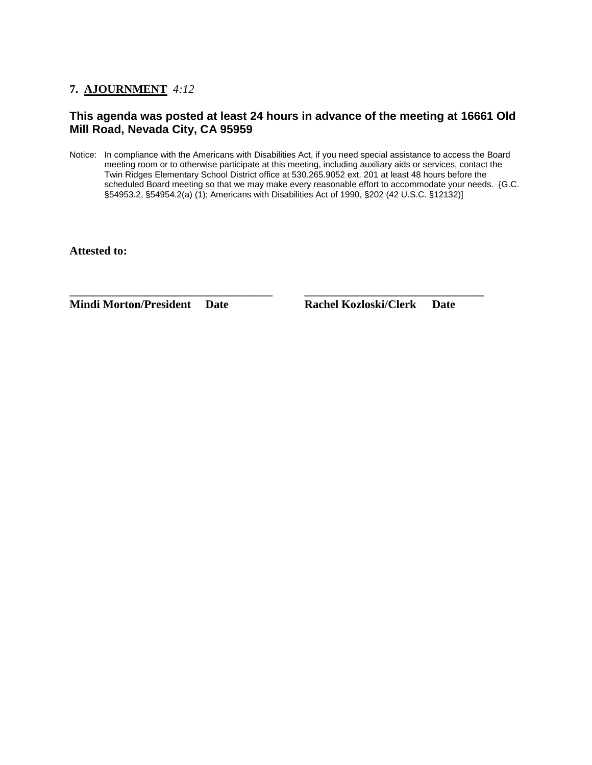**7. <u>AJOURNMENT</u>** *4:12*

**This agenda was posted at least 24 hours in advance of the meeting at 16661 Old Mill Road, Nevada City, CA 95959**

Notice: In compliance with the Americans with Disabilities Act, if you need special assistance to access the Board meeting room or to otherwise participate at this meeting, including auxiliary aids or services, contact the Twin Ridges Elementary School District office at 530.265.9052 ext. 201 at least 48 hours before the scheduled Board meeting so that we may make every reasonable effort to accommodate your needs. {G.C. §54953.2, §54954.2(a) (1); Americans with Disabilities Act of 1990, §202 (42 U.S.C. §12132)]

**Attested to:**

**______________________________________ ________________________________**

**Mindi Morton/President Date Rachel Kozloski/Clerk Date**